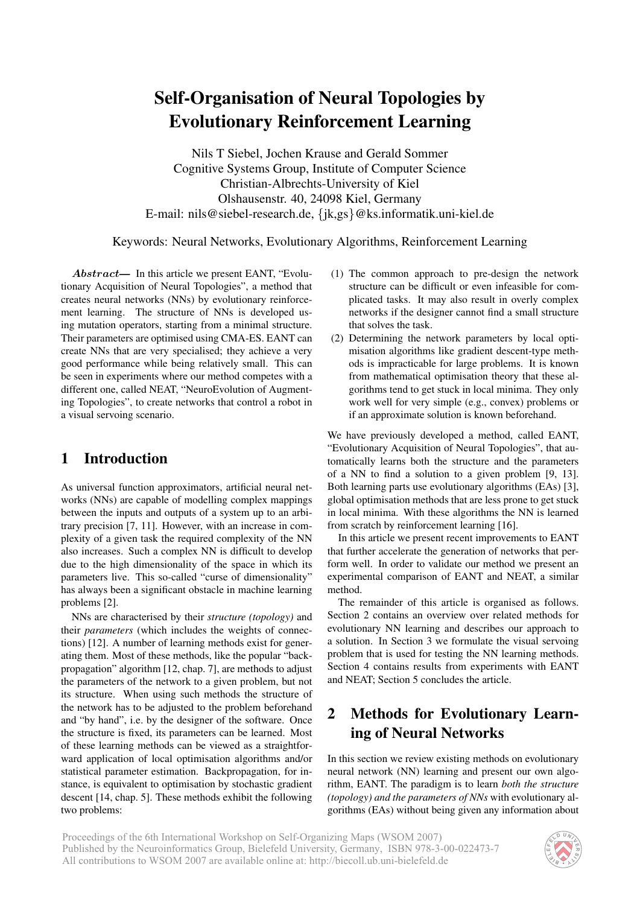# Self-Organisation of Neural Topologies by Evolutionary Reinforcement Learning

Nils T Siebel, Jochen Krause and Gerald Sommer
Cognitive Systems Group, Institute of Computer Science
Christian-Albrechts-University of Kiel
Olshausenstr. 40, 24098 Kiel, Germany
E-mail: nils@siebel-research.de, {jk,gs}@ks.informatik.uni-kiel.de

Keywords: Neural Networks, Evolutionary Algorithms, Reinforcement Learning

***Abstract*—** In this article we present EANT, "Evolutionary Acquisition of Neural Topologies", a method that creates neural networks (NNs) by evolutionary reinforcement learning. The structure of NNs is developed using mutation operators, starting from a minimal structure. Their parameters are optimised using CMA-ES. EANT can create NNs that are very specialised; they achieve a very good performance while being relatively small. This can be seen in experiments where our method competes with a different one, called NEAT, "NeuroEvolution of Augmenting Topologies", to create networks that control a robot in a visual servoing scenario.

## 1 Introduction

As universal function approximators, artificial neural networks (NNs) are capable of modelling complex mappings between the inputs and outputs of a system up to an arbitrary precision [7, 11]. However, with an increase in complexity of a given task the required complexity of the NN also increases. Such a complex NN is difficult to develop due to the high dimensionality of the space in which its parameters live. This so-called "curse of dimensionality" has always been a significant obstacle in machine learning problems [2].

NNs are characterised by their *structure (topology)* and their *parameters* (which includes the weights of connections) [12]. A number of learning methods exist for generating them. Most of these methods, like the popular "backpropagation" algorithm [12, chap. 7], are methods to adjust the parameters of the network to a given problem, but not its structure. When using such methods the structure of the network has to be adjusted to the problem beforehand and "by hand", i.e. by the designer of the software. Once the structure is fixed, its parameters can be learned. Most of these learning methods can be viewed as a straightforward application of local optimisation algorithms and/or statistical parameter estimation. Backpropagation, for instance, is equivalent to optimisation by stochastic gradient descent [14, chap. 5]. These methods exhibit the following two problems:

(1) The common approach to pre-design the network structure can be difficult or even infeasible for complicated tasks. It may also result in overly complex networks if the designer cannot find a small structure that solves the task.

(2) Determining the network parameters by local optimisation algorithms like gradient descent-type methods is impracticable for large problems. It is known from mathematical optimisation theory that these algorithms tend to get stuck in local minima. They only work well for very simple (e.g., convex) problems or if an approximate solution is known beforehand.

We have previously developed a method, called EANT, "Evolutionary Acquisition of Neural Topologies", that automatically learns both the structure and the parameters of a NN to find a solution to a given problem [9, 13]. Both learning parts use evolutionary algorithms (EAs) [3], global optimisation methods that are less prone to get stuck in local minima. With these algorithms the NN is learned from scratch by reinforcement learning [16].

In this article we present recent improvements to EANT that further accelerate the generation of networks that perform well. In order to validate our method we present an experimental comparison of EANT and NEAT, a similar method.

The remainder of this article is organised as follows. Section 2 contains an overview over related methods for evolutionary NN learning and describes our approach to a solution. In Section 3 we formulate the visual servoing problem that is used for testing the NN learning methods. Section 4 contains results from experiments with EANT and NEAT; Section 5 concludes the article.

## 2 Methods for Evolutionary Learning of Neural Networks

In this section we review existing methods on evolutionary neural network (NN) learning and present our own algorithm, EANT. The paradigm is to learn *both the structure (topology) and the parameters of NNs* with evolutionary algorithms (EAs) without being given any information about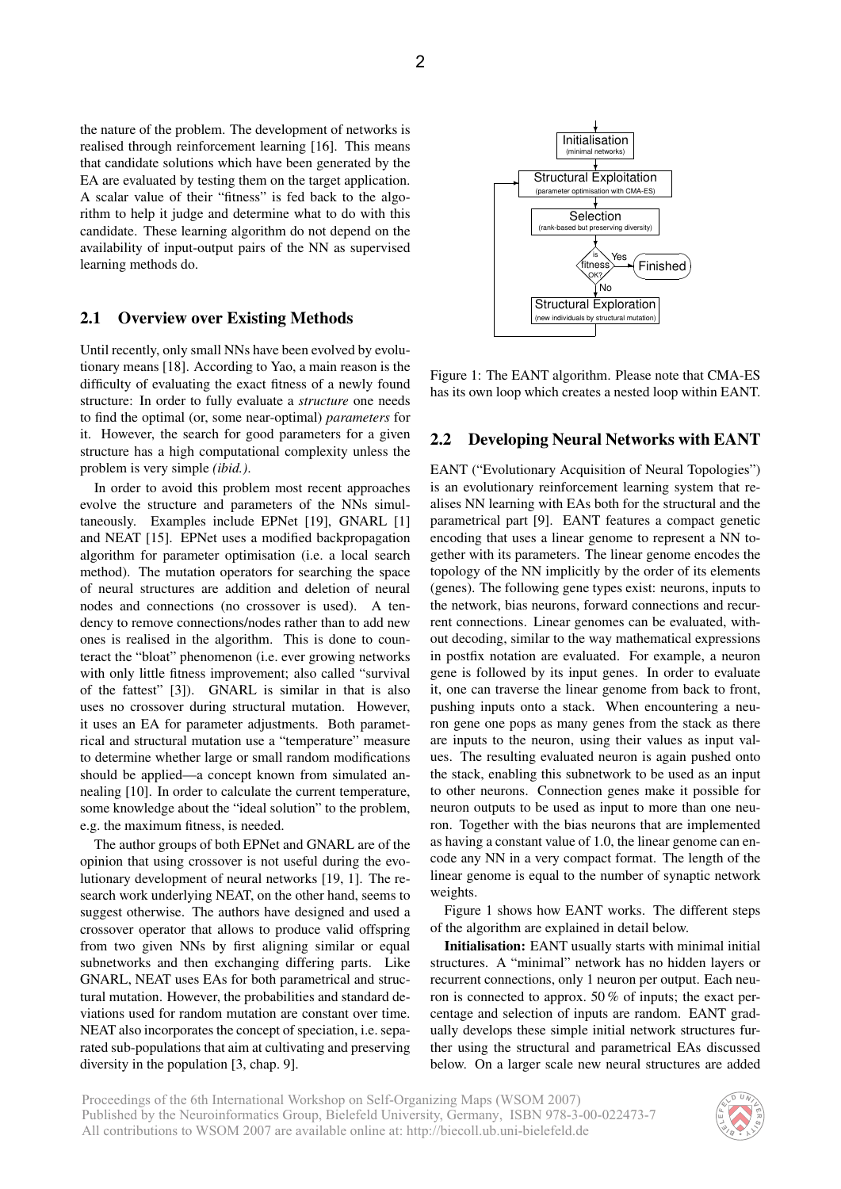the nature of the problem. The development of networks is realised through reinforcement learning [16]. This means that candidate solutions which have been generated by the EA are evaluated by testing them on the target application. A scalar value of their "fitness" is fed back to the algorithm to help it judge and determine what to do with this candidate. These learning algorithm do not depend on the availability of input-output pairs of the NN as supervised learning methods do.

## 2.1 Overview over Existing Methods

Until recently, only small NNs have been evolved by evolutionary means [18]. According to Yao, a main reason is the difficulty of evaluating the exact fitness of a newly found structure: In order to fully evaluate a *structure* one needs to find the optimal (or, some near-optimal) *parameters* for it. However, the search for good parameters for a given structure has a high computational complexity unless the problem is very simple *(ibid.)*.

In order to avoid this problem most recent approaches evolve the structure and parameters of the NNs simultaneously. Examples include EPNet [19], GNARL [1] and NEAT [15]. EPNet uses a modified backpropagation algorithm for parameter optimisation (i.e. a local search method). The mutation operators for searching the space of neural structures are addition and deletion of neural nodes and connections (no crossover is used). A tendency to remove connections/nodes rather than to add new ones is realised in the algorithm. This is done to counteract the "bloat" phenomenon (i.e. ever growing networks with only little fitness improvement; also called "survival of the fattest" [3]). GNARL is similar in that is also uses no crossover during structural mutation. However, it uses an EA for parameter adjustments. Both parametrical and structural mutation use a "temperature" measure to determine whether large or small random modifications should be applied—a concept known from simulated annealing [10]. In order to calculate the current temperature, some knowledge about the "ideal solution" to the problem, e.g. the maximum fitness, is needed.

The author groups of both EPNet and GNARL are of the opinion that using crossover is not useful during the evolutionary development of neural networks [19, 1]. The research work underlying NEAT, on the other hand, seems to suggest otherwise. The authors have designed and used a crossover operator that allows to produce valid offspring from two given NNs by first aligning similar or equal subnetworks and then exchanging differing parts. Like GNARL, NEAT uses EAs for both parametrical and structural mutation. However, the probabilities and standard deviations used for random mutation are constant over time. NEAT also incorporates the concept of speciation, i.e. separated sub-populations that aim at cultivating and preserving diversity in the population [3, chap. 9].

Initialisation
(minimal networks)
Structural Exploitation
(parameter optimisation with CMA-ES)
Selection
(rank-based but preserving diversity)
is fitness OK?
Yes
Finished
No
Structural Exploration
(new individuals by structural mutation)

Figure 1: The EANT algorithm. Please note that CMA-ES has its own loop which creates a nested loop within EANT.

## 2.2 Developing Neural Networks with EANT

EANT ("Evolutionary Acquisition of Neural Topologies") is an evolutionary reinforcement learning system that realises NN learning with EAs both for the structural and the parametrical part [9]. EANT features a compact genetic encoding that uses a linear genome to represent a NN together with its parameters. The linear genome encodes the topology of the NN implicitly by the order of its elements (genes). The following gene types exist: neurons, inputs to the network, bias neurons, forward connections and recurrent connections. Linear genomes can be evaluated, without decoding, similar to the way mathematical expressions in postfix notation are evaluated. For example, a neuron gene is followed by its input genes. In order to evaluate it, one can traverse the linear genome from back to front, pushing inputs onto a stack. When encountering a neuron gene one pops as many genes from the stack as there are inputs to the neuron, using their values as input values. The resulting evaluated neuron is again pushed onto the stack, enabling this subnetwork to be used as an input to other neurons. Connection genes make it possible for neuron outputs to be used as input to more than one neuron. Together with the bias neurons that are implemented as having a constant value of 1.0, the linear genome can encode any NN in a very compact format. The length of the linear genome is equal to the number of synaptic network weights.

Figure 1 shows how EANT works. The different steps of the algorithm are explained in detail below.

**Initialisation:** EANT usually starts with minimal initial structures. A "minimal" network has no hidden layers or recurrent connections, only 1 neuron per output. Each neuron is connected to approx. 50 % of inputs; the exact percentage and selection of inputs are random. EANT gradually develops these simple initial network structures further using the structural and parametrical EAs discussed below. On a larger scale new neural structures are added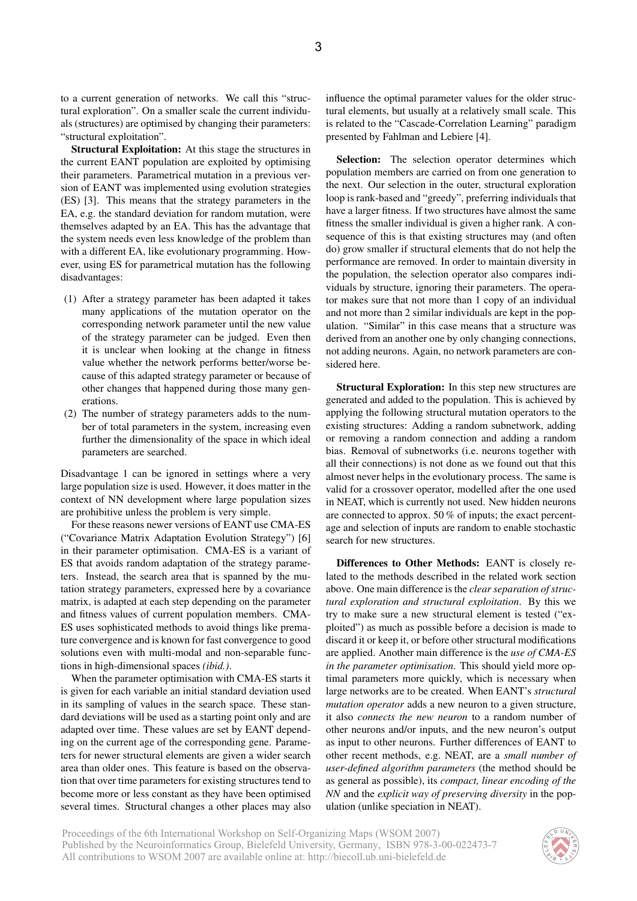to a current generation of networks. We call this "structural exploration". On a smaller scale the current individuals (structures) are optimised by changing their parameters: "structural exploitation".

**Structural Exploitation:** At this stage the structures in the current EANT population are exploited by optimising their parameters. Parametrical mutation in a previous version of EANT was implemented using evolution strategies (ES) [3]. This means that the strategy parameters in the EA, e.g. the standard deviation for random mutation, were themselves adapted by an EA. This has the advantage that the system needs even less knowledge of the problem than with a different EA, like evolutionary programming. However, using ES for parametrical mutation has the following disadvantages:

(1) After a strategy parameter has been adapted it takes many applications of the mutation operator on the corresponding network parameter until the new value of the strategy parameter can be judged. Even then it is unclear when looking at the change in fitness value whether the network performs better/worse because of this adapted strategy parameter or because of other changes that happened during those many generations.

(2) The number of strategy parameters adds to the number of total parameters in the system, increasing even further the dimensionality of the space in which ideal parameters are searched.

Disadvantage 1 can be ignored in settings where a very large population size is used. However, it does matter in the context of NN development where large population sizes are prohibitive unless the problem is very simple.

For these reasons newer versions of EANT use CMA-ES ("Covariance Matrix Adaptation Evolution Strategy") [6] in their parameter optimisation. CMA-ES is a variant of ES that avoids random adaptation of the strategy parameters. Instead, the search area that is spanned by the mutation strategy parameters, expressed here by a covariance matrix, is adapted at each step depending on the parameter and fitness values of current population members. CMA-ES uses sophisticated methods to avoid things like premature convergence and is known for fast convergence to good solutions even with multi-modal and non-separable functions in high-dimensional spaces *(ibid.)*.

When the parameter optimisation with CMA-ES starts it is given for each variable an initial standard deviation used in its sampling of values in the search space. These standard deviations will be used as a starting point only and are adapted over time. These values are set by EANT depending on the current age of the corresponding gene. Parameters for newer structural elements are given a wider search area than older ones. This feature is based on the observation that over time parameters for existing structures tend to become more or less constant as they have been optimised several times. Structural changes a other places may also influence the optimal parameter values for the older structural elements, but usually at a relatively small scale. This is related to the "Cascade-Correlation Learning" paradigm presented by Fahlman and Lebiere [4].

**Selection:** The selection operator determines which population members are carried on from one generation to the next. Our selection in the outer, structural exploration loop is rank-based and "greedy", preferring individuals that have a larger fitness. If two structures have almost the same fitness the smaller individual is given a higher rank. A consequence of this is that existing structures may (and often do) grow smaller if structural elements that do not help the performance are removed. In order to maintain diversity in the population, the selection operator also compares individuals by structure, ignoring their parameters. The operator makes sure that not more than 1 copy of an individual and not more than 2 similar individuals are kept in the population. "Similar" in this case means that a structure was derived from an another one by only changing connections, not adding neurons. Again, no network parameters are considered here.

**Structural Exploration:** In this step new structures are generated and added to the population. This is achieved by applying the following structural mutation operators to the existing structures: Adding a random subnetwork, adding or removing a random connection and adding a random bias. Removal of subnetworks (i.e. neurons together with all their connections) is not done as we found out that this almost never helps in the evolutionary process. The same is valid for a crossover operator, modelled after the one used in NEAT, which is currently not used. New hidden neurons are connected to approx. 50 % of inputs; the exact percentage and selection of inputs are random to enable stochastic search for new structures.

**Differences to Other Methods:** EANT is closely related to the methods described in the related work section above. One main difference is the *clear separation of structural exploration and structural exploitation*. By this we try to make sure a new structural element is tested ("exploited") as much as possible before a decision is made to discard it or keep it, or before other structural modifications are applied. Another main difference is the *use of CMA-ES in the parameter optimisation*. This should yield more optimal parameters more quickly, which is necessary when large networks are to be created. When EANT's *structural mutation operator* adds a new neuron to a given structure, it also *connects the new neuron* to a random number of other neurons and/or inputs, and the new neuron's output as input to other neurons. Further differences of EANT to other recent methods, e.g. NEAT, are a *small number of user-defined algorithm parameters* (the method should be as general as possible), its *compact, linear encoding of the NN* and the *explicit way of preserving diversity* in the population (unlike speciation in NEAT).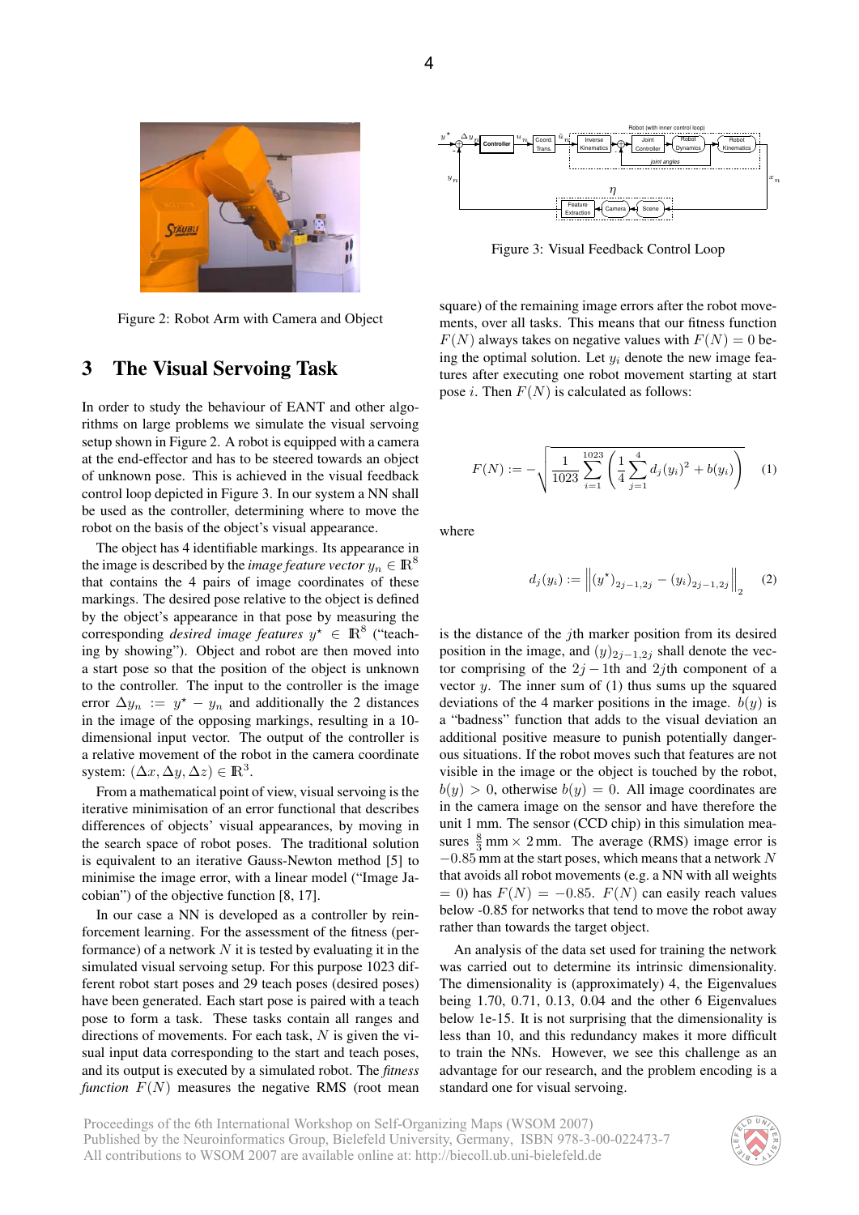Figure 2: Robot Arm with Camera and Object

Figure 3: Visual Feedback Control Loop

## 3 The Visual Servoing Task

In order to study the behaviour of EANT and other algorithms on large problems we simulate the visual servoing setup shown in Figure 2. A robot is equipped with a camera at the end-effector and has to be steered towards an object of unknown pose. This is achieved in the visual feedback control loop depicted in Figure 3. In our system a NN shall be used as the controller, determining where to move the robot on the basis of the object's visual appearance.

The object has 4 identifiable markings. Its appearance in the image is described by the *image feature vector* $y_n \in \mathbb{R}^8$ that contains the 4 pairs of image coordinates of these markings. The desired pose relative to the object is defined by the object's appearance in that pose by measuring the corresponding *desired image features* $y^\star \in \mathbb{R}^8$ ("teaching by showing"). Object and robot are then moved into a start pose so that the position of the object is unknown to the controller. The input to the controller is the image error $\Delta y_n := y^\star - y_n$ and additionally the 2 distances in the image of the opposing markings, resulting in a 10-dimensional input vector. The output of the controller is a relative movement of the robot in the camera coordinate system: $(\Delta x, \Delta y, \Delta z) \in \mathbb{R}^3$.

From a mathematical point of view, visual servoing is the iterative minimisation of an error functional that describes differences of objects' visual appearances, by moving in the search space of robot poses. The traditional solution is equivalent to an iterative Gauss-Newton method [5] to minimise the image error, with a linear model ("Image Jacobian") of the objective function [8, 17].

In our case a NN is developed as a controller by reinforcement learning. For the assessment of the fitness (performance) of a network $N$ it is tested by evaluating it in the simulated visual servoing setup. For this purpose 1023 different robot start poses and 29 teach poses (desired poses) have been generated. Each start pose is paired with a teach pose to form a task. These tasks contain all ranges and directions of movements. For each task, $N$ is given the visual input data corresponding to the start and teach poses, and its output is executed by a simulated robot. The *fitness function* $F(N)$ measures the negative RMS (root mean square) of the remaining image errors after the robot movements, over all tasks. This means that our fitness function $F(N)$ always takes on negative values with $F(N) = 0$ being the optimal solution. Let $y_i$ denote the new image features after executing one robot movement starting at start pose $i$. Then $F(N)$ is calculated as follows:

$$F(N) := -\sqrt{\frac{1}{1023} \sum_{i=1}^{1023} \left( \frac{1}{4} \sum_{j=1}^{4} d_j(y_i)^2 + b(y_i) \right)} \quad (1)$$

where

$$d_j(y_i) := \left\| (y^\star)_{2j-1,2j} - (y_i)_{2j-1,2j} \right\|_2 \quad (2)$$

is the distance of the $j$th marker position from its desired position in the image, and $(y)_{2j-1,2j}$ shall denote the vector comprising of the $2j-1$th and $2j$th component of a vector $y$. The inner sum of (1) thus sums up the squared deviations of the 4 marker positions in the image. $b(y)$ is a "badness" function that adds to the visual deviation an additional positive measure to punish potentially dangerous situations. If the robot moves such that features are not visible in the image or the object is touched by the robot, $b(y) > 0$, otherwise $b(y) = 0$. All image coordinates are in the camera image on the sensor and have therefore the unit 1 mm. The sensor (CCD chip) in this simulation measures $\frac{8}{3}\,\text{mm} \times 2\,\text{mm}$. The average (RMS) image error is $-0.85$ mm at the start poses, which means that a network $N$ that avoids all robot movements (e.g. a NN with all weights $= 0$) has $F(N) = -0.85$. $F(N)$ can easily reach values below -0.85 for networks that tend to move the robot away rather than towards the target object.

An analysis of the data set used for training the network was carried out to determine its intrinsic dimensionality. The dimensionality is (approximately) 4, the Eigenvalues being 1.70, 0.71, 0.13, 0.04 and the other 6 Eigenvalues below 1e-15. It is not surprising that the dimensionality is less than 10, and this redundancy makes it more difficult to train the NNs. However, we see this challenge as an advantage for our research, and the problem encoding is a standard one for visual servoing.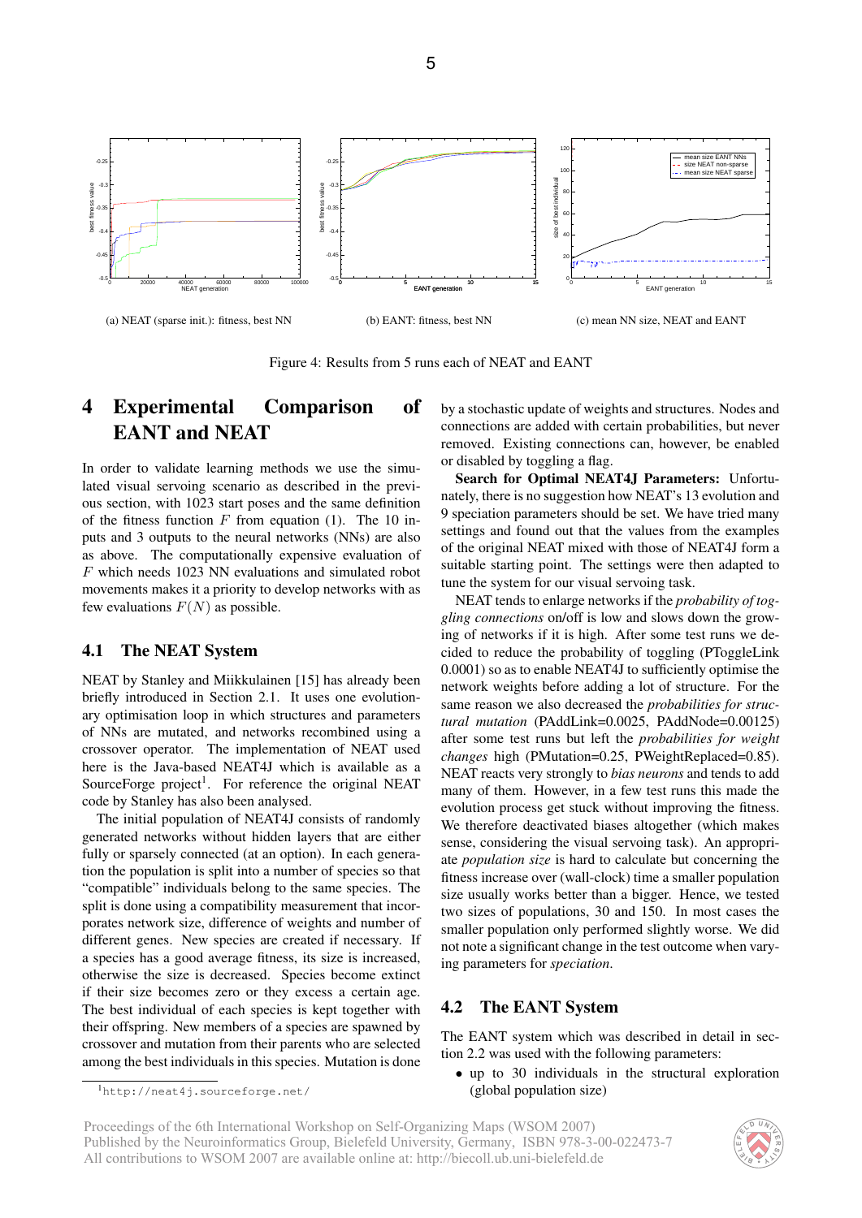-0.25

-0.3

-0.35

-0.4

-0.45

-0.5

best fitness value

0 20000 40000 60000 80000 100000

NEAT generation

(a) NEAT (sparse init.): fitness, best NN

-0.25

-0.3

-0.35

-0.4

-0.45

-0.5

best fitness value

0 5 10 15

EANT generation

(b) EANT: fitness, best NN

120

100

80

60

40

20

0

size of best individual

0 5 10 15

EANT generation

mean size EANT NNs

size NEAT non-sparse

mean size NEAT sparse

(c) mean NN size, NEAT and EANT

Figure 4: Results from 5 runs each of NEAT and EANT

## 4 Experimental Comparison of EANT and NEAT

In order to validate learning methods we use the simulated visual servoing scenario as described in the previous section, with 1023 start poses and the same definition of the fitness function $F$ from equation (1). The 10 inputs and 3 outputs to the neural networks (NNs) are also as above. The computationally expensive evaluation of $F$ which needs 1023 NN evaluations and simulated robot movements makes it a priority to develop networks with as few evaluations $F(N)$ as possible.

### 4.1 The NEAT System

NEAT by Stanley and Miikkulainen [15] has already been briefly introduced in Section 2.1. It uses one evolutionary optimisation loop in which structures and parameters of NNs are mutated, and networks recombined using a crossover operator. The implementation of NEAT used here is the Java-based NEAT4J which is available as a SourceForge project[1]. For reference the original NEAT code by Stanley has also been analysed.

The initial population of NEAT4J consists of randomly generated networks without hidden layers that are either fully or sparsely connected (at an option). In each generation the population is split into a number of species so that "compatible" individuals belong to the same species. The split is done using a compatibility measurement that incorporates network size, difference of weights and number of different genes. New species are created if necessary. If a species has a good average fitness, its size is increased, otherwise the size is decreased. Species become extinct if their size becomes zero or they excess a certain age. The best individual of each species is kept together with their offspring. New members of a species are spawned by crossover and mutation from their parents who are selected among the best individuals in this species. Mutation is done by a stochastic update of weights and structures. Nodes and connections are added with certain probabilities, but never removed. Existing connections can, however, be enabled or disabled by toggling a flag.

**Search for Optimal NEAT4J Parameters:** Unfortunately, there is no suggestion how NEAT's 13 evolution and 9 speciation parameters should be set. We have tried many settings and found out that the values from the examples of the original NEAT mixed with those of NEAT4J form a suitable starting point. The settings were then adapted to tune the system for our visual servoing task.

NEAT tends to enlarge networks if the *probability of toggling connections* on/off is low and slows down the growing of networks if it is high. After some test runs we decided to reduce the probability of toggling (PToggleLink 0.0001) so as to enable NEAT4J to sufficiently optimise the network weights before adding a lot of structure. For the same reason we also decreased the *probabilities for structural mutation* (PAddLink=0.0025, PAddNode=0.00125) after some test runs but left the *probabilities for weight changes* high (PMutation=0.25, PWeightReplaced=0.85). NEAT reacts very strongly to *bias neurons* and tends to add many of them. However, in a few test runs this made the evolution process get stuck without improving the fitness. We therefore deactivated biases altogether (which makes sense, considering the visual servoing task). An appropriate *population size* is hard to calculate but concerning the fitness increase over (wall-clock) time a smaller population size usually works better than a bigger. Hence, we tested two sizes of populations, 30 and 150. In most cases the smaller population only performed slightly worse. We did not note a significant change in the test outcome when varying parameters for *speciation*.

### 4.2 The EANT System

The EANT system which was described in detail in section 2.2 was used with the following parameters:

- up to 30 individuals in the structural exploration (global population size)

[1] http://neat4j.sourceforge.net/

Proceedings of the 6th International Workshop on Self-Organizing Maps (WSOM 2007)
Published by the Neuroinformatics Group, Bielefeld University, Germany, ISBN 978-3-00-022473-7
All contributions to WSOM 2007 are available online at: http://biecoll.ub.uni-bielefeld.de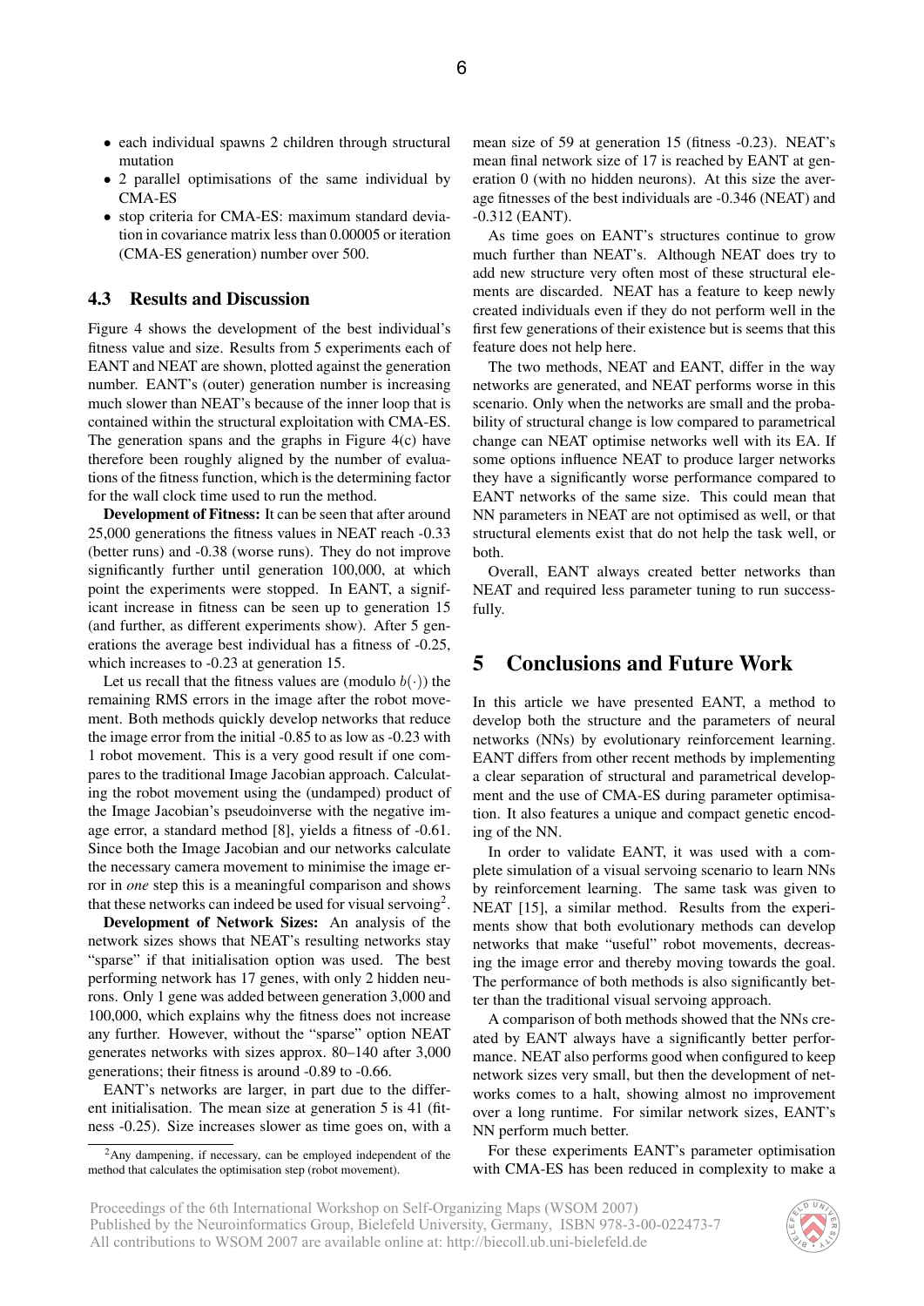- each individual spawns 2 children through structural mutation
- 2 parallel optimisations of the same individual by CMA-ES
- stop criteria for CMA-ES: maximum standard deviation in covariance matrix less than 0.00005 or iteration (CMA-ES generation) number over 500.

### 4.3 Results and Discussion

Figure 4 shows the development of the best individual's fitness value and size. Results from 5 experiments each of EANT and NEAT are shown, plotted against the generation number. EANT's (outer) generation number is increasing much slower than NEAT's because of the inner loop that is contained within the structural exploitation with CMA-ES. The generation spans and the graphs in Figure 4(c) have therefore been roughly aligned by the number of evaluations of the fitness function, which is the determining factor for the wall clock time used to run the method.

**Development of Fitness:** It can be seen that after around 25,000 generations the fitness values in NEAT reach -0.33 (better runs) and -0.38 (worse runs). They do not improve significantly further until generation 100,000, at which point the experiments were stopped. In EANT, a significant increase in fitness can be seen up to generation 15 (and further, as different experiments show). After 5 generations the average best individual has a fitness of -0.25, which increases to -0.23 at generation 15.

Let us recall that the fitness values are (modulo $b(\cdot)$) the remaining RMS errors in the image after the robot movement. Both methods quickly develop networks that reduce the image error from the initial -0.85 to as low as -0.23 with 1 robot movement. This is a very good result if one compares to the traditional Image Jacobian approach. Calculating the robot movement using the (undamped) product of the Image Jacobian's pseudoinverse with the negative image error, a standard method [8], yields a fitness of -0.61. Since both the Image Jacobian and our networks calculate the necessary camera movement to minimise the image error in *one* step this is a meaningful comparison and shows that these networks can indeed be used for visual servoing[2].

**Development of Network Sizes:** An analysis of the network sizes shows that NEAT's resulting networks stay "sparse" if that initialisation option was used. The best performing network has 17 genes, with only 2 hidden neurons. Only 1 gene was added between generation 3,000 and 100,000, which explains why the fitness does not increase any further. However, without the "sparse" option NEAT generates networks with sizes approx. 80–140 after 3,000 generations; their fitness is around -0.89 to -0.66.

EANT's networks are larger, in part due to the different initialisation. The mean size at generation 5 is 41 (fitness -0.25). Size increases slower as time goes on, with a mean size of 59 at generation 15 (fitness -0.23). NEAT's mean final network size of 17 is reached by EANT at generation 0 (with no hidden neurons). At this size the average fitnesses of the best individuals are -0.346 (NEAT) and -0.312 (EANT).

As time goes on EANT's structures continue to grow much further than NEAT's. Although NEAT does try to add new structure very often most of these structural elements are discarded. NEAT has a feature to keep newly created individuals even if they do not perform well in the first few generations of their existence but is seems that this feature does not help here.

The two methods, NEAT and EANT, differ in the way networks are generated, and NEAT performs worse in this scenario. Only when the networks are small and the probability of structural change is low compared to parametrical change can NEAT optimise networks well with its EA. If some options influence NEAT to produce larger networks they have a significantly worse performance compared to EANT networks of the same size. This could mean that NN parameters in NEAT are not optimised as well, or that structural elements exist that do not help the task well, or both.

Overall, EANT always created better networks than NEAT and required less parameter tuning to run successfully.

## 5 Conclusions and Future Work

In this article we have presented EANT, a method to develop both the structure and the parameters of neural networks (NNs) by evolutionary reinforcement learning. EANT differs from other recent methods by implementing a clear separation of structural and parametrical development and the use of CMA-ES during parameter optimisation. It also features a unique and compact genetic encoding of the NN.

In order to validate EANT, it was used with a complete simulation of a visual servoing scenario to learn NNs by reinforcement learning. The same task was given to NEAT [15], a similar method. Results from the experiments show that both evolutionary methods can develop networks that make "useful" robot movements, decreasing the image error and thereby moving towards the goal. The performance of both methods is also significantly better than the traditional visual servoing approach.

A comparison of both methods showed that the NNs created by EANT always have a significantly better performance. NEAT also performs good when configured to keep network sizes very small, but then the development of networks comes to a halt, showing almost no improvement over a long runtime. For similar network sizes, EANT's NN perform much better.

For these experiments EANT's parameter optimisation with CMA-ES has been reduced in complexity to make a

[2] Any dampening, if necessary, can be employed independent of the method that calculates the optimisation step (robot movement).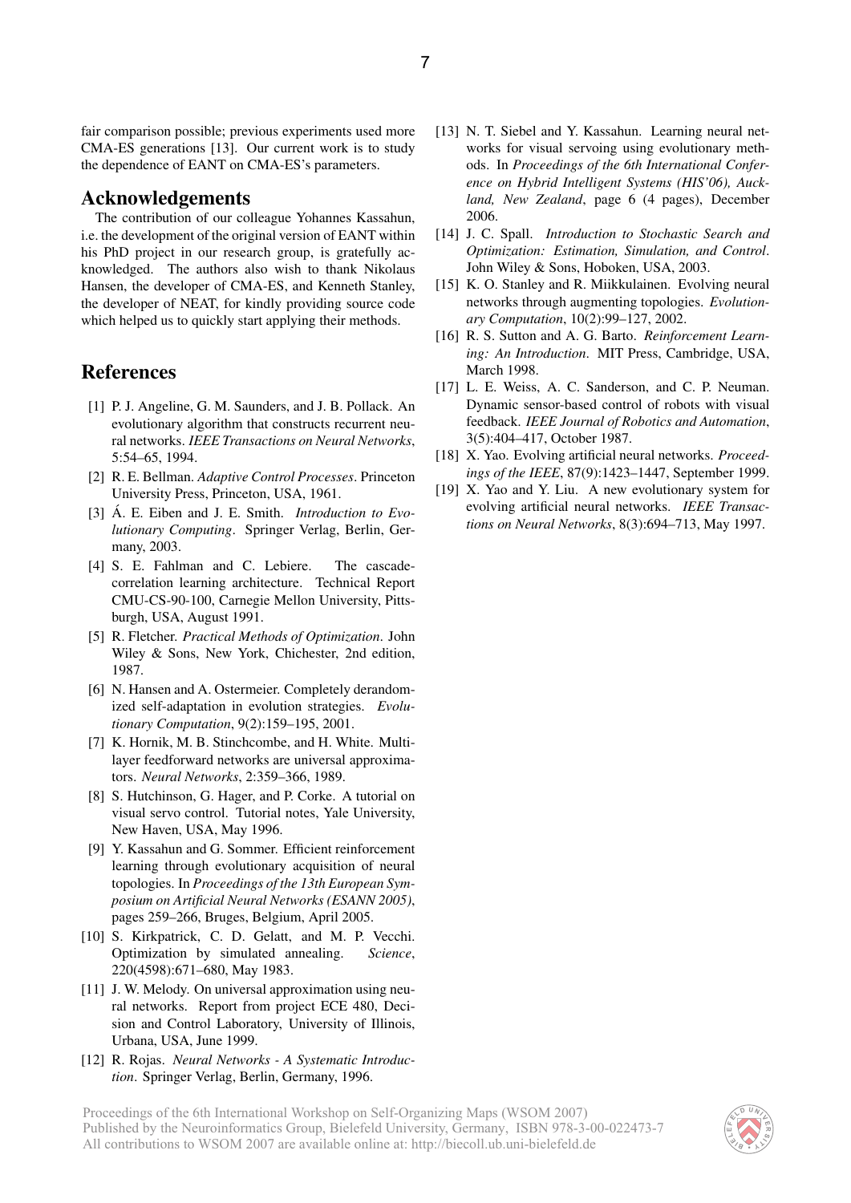fair comparison possible; previous experiments used more CMA-ES generations [13]. Our current work is to study the dependence of EANT on CMA-ES's parameters.

## Acknowledgements

The contribution of our colleague Yohannes Kassahun, i.e. the development of the original version of EANT within his PhD project in our research group, is gratefully acknowledged. The authors also wish to thank Nikolaus Hansen, the developer of CMA-ES, and Kenneth Stanley, the developer of NEAT, for kindly providing source code which helped us to quickly start applying their methods.

## References

[1] P. J. Angeline, G. M. Saunders, and J. B. Pollack. An evolutionary algorithm that constructs recurrent neural networks. *IEEE Transactions on Neural Networks*, 5:54–65, 1994.

[2] R. E. Bellman. *Adaptive Control Processes*. Princeton University Press, Princeton, USA, 1961.

[3] Á. E. Eiben and J. E. Smith. *Introduction to Evolutionary Computing*. Springer Verlag, Berlin, Germany, 2003.

[4] S. E. Fahlman and C. Lebiere. The cascade-correlation learning architecture. Technical Report CMU-CS-90-100, Carnegie Mellon University, Pittsburgh, USA, August 1991.

[5] R. Fletcher. *Practical Methods of Optimization*. John Wiley & Sons, New York, Chichester, 2nd edition, 1987.

[6] N. Hansen and A. Ostermeier. Completely derandomized self-adaptation in evolution strategies. *Evolutionary Computation*, 9(2):159–195, 2001.

[7] K. Hornik, M. B. Stinchcombe, and H. White. Multilayer feedforward networks are universal approximators. *Neural Networks*, 2:359–366, 1989.

[8] S. Hutchinson, G. Hager, and P. Corke. A tutorial on visual servo control. Tutorial notes, Yale University, New Haven, USA, May 1996.

[9] Y. Kassahun and G. Sommer. Efficient reinforcement learning through evolutionary acquisition of neural topologies. In *Proceedings of the 13th European Symposium on Artificial Neural Networks (ESANN 2005)*, pages 259–266, Bruges, Belgium, April 2005.

[10] S. Kirkpatrick, C. D. Gelatt, and M. P. Vecchi. Optimization by simulated annealing. *Science*, 220(4598):671–680, May 1983.

[11] J. W. Melody. On universal approximation using neural networks. Report from project ECE 480, Decision and Control Laboratory, University of Illinois, Urbana, USA, June 1999.

[12] R. Rojas. *Neural Networks - A Systematic Introduction*. Springer Verlag, Berlin, Germany, 1996.

[13] N. T. Siebel and Y. Kassahun. Learning neural networks for visual servoing using evolutionary methods. In *Proceedings of the 6th International Conference on Hybrid Intelligent Systems (HIS'06), Auckland, New Zealand*, page 6 (4 pages), December 2006.

[14] J. C. Spall. *Introduction to Stochastic Search and Optimization: Estimation, Simulation, and Control*. John Wiley & Sons, Hoboken, USA, 2003.

[15] K. O. Stanley and R. Miikkulainen. Evolving neural networks through augmenting topologies. *Evolutionary Computation*, 10(2):99–127, 2002.

[16] R. S. Sutton and A. G. Barto. *Reinforcement Learning: An Introduction*. MIT Press, Cambridge, USA, March 1998.

[17] L. E. Weiss, A. C. Sanderson, and C. P. Neuman. Dynamic sensor-based control of robots with visual feedback. *IEEE Journal of Robotics and Automation*, 3(5):404–417, October 1987.

[18] X. Yao. Evolving artificial neural networks. *Proceedings of the IEEE*, 87(9):1423–1447, September 1999.

[19] X. Yao and Y. Liu. A new evolutionary system for evolving artificial neural networks. *IEEE Transactions on Neural Networks*, 8(3):694–713, May 1997.